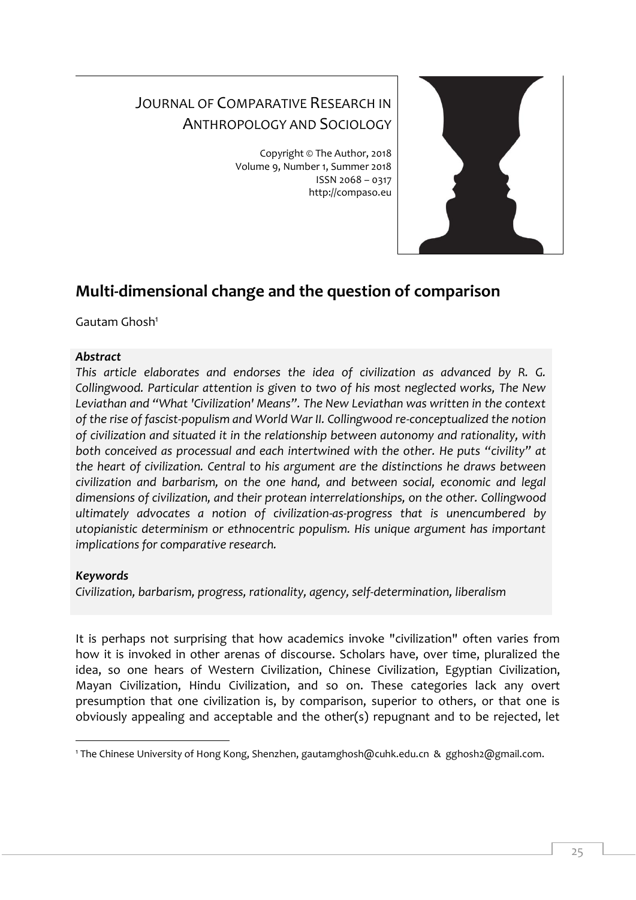JOURNAL OF COMPARATIVE RESEARCH IN ANTHROPOLOGY AND SOCIOLOGY

Copyright © The Author, 2018
Volume 9, Number 1, Summer 2018
ISSN 2068 – 0317
http://compaso.eu

# Multi-dimensional change and the question of comparison

Gautam Ghosh[1]

### *Abstract*

*This article elaborates and endorses the idea of civilization as advanced by R. G. Collingwood. Particular attention is given to two of his most neglected works, The New Leviathan and "What 'Civilization' Means". The New Leviathan was written in the context of the rise of fascist-populism and World War II. Collingwood re-conceptualized the notion of civilization and situated it in the relationship between autonomy and rationality, with both conceived as processual and each intertwined with the other. He puts "civility" at the heart of civilization. Central to his argument are the distinctions he draws between civilization and barbarism, on the one hand, and between social, economic and legal dimensions of civilization, and their protean interrelationships, on the other. Collingwood ultimately advocates a notion of civilization-as-progress that is unencumbered by utopianistic determinism or ethnocentric populism. His unique argument has important implications for comparative research.*

### *Keywords*

*Civilization, barbarism, progress, rationality, agency, self-determination, liberalism*

It is perhaps not surprising that how academics invoke "civilization" often varies from how it is invoked in other arenas of discourse. Scholars have, over time, pluralized the idea, so one hears of Western Civilization, Chinese Civilization, Egyptian Civilization, Mayan Civilization, Hindu Civilization, and so on. These categories lack any overt presumption that one civilization is, by comparison, superior to others, or that one is obviously appealing and acceptable and the other(s) repugnant and to be rejected, let

[1] The Chinese University of Hong Kong, Shenzhen, gautamghosh@cuhk.edu.cn & gghosh2@gmail.com.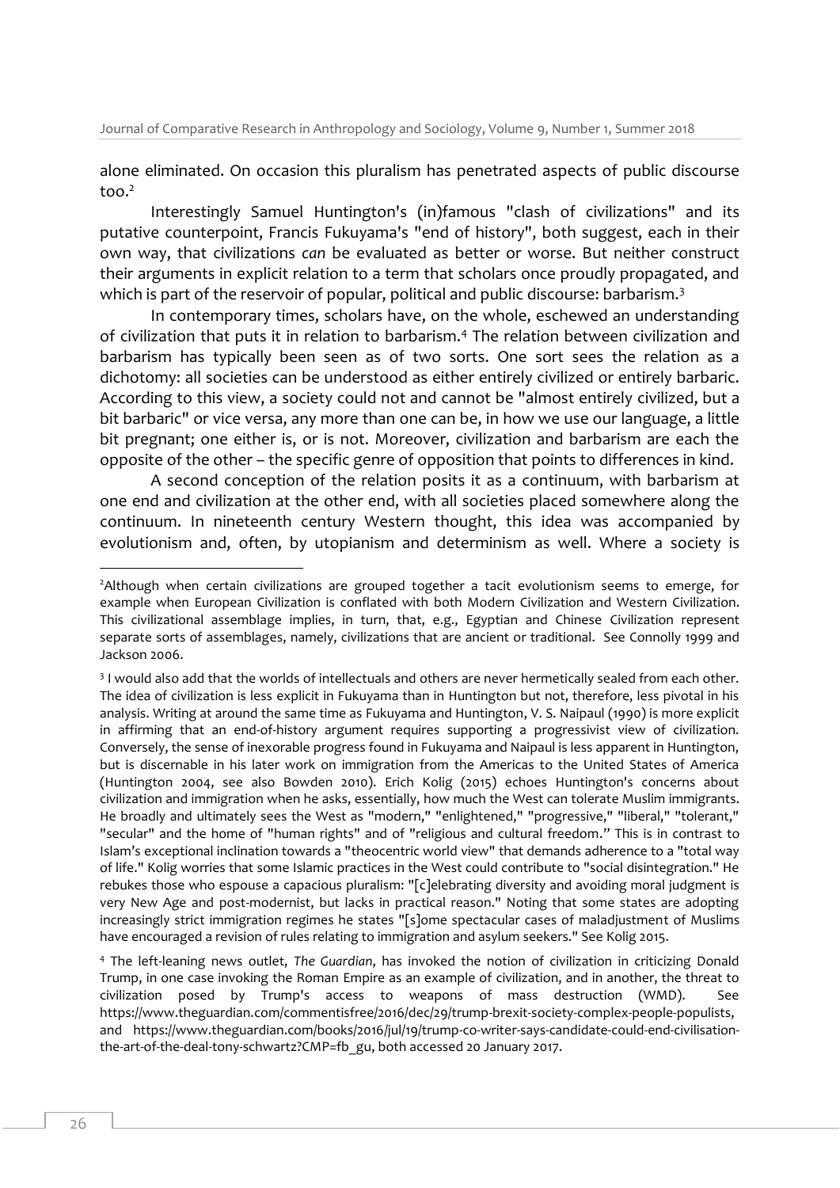alone eliminated. On occasion this pluralism has penetrated aspects of public discourse too.[2]

Interestingly Samuel Huntington's (in)famous "clash of civilizations" and its putative counterpoint, Francis Fukuyama's "end of history", both suggest, each in their own way, that civilizations *can* be evaluated as better or worse. But neither construct their arguments in explicit relation to a term that scholars once proudly propagated, and which is part of the reservoir of popular, political and public discourse: barbarism.[3]

In contemporary times, scholars have, on the whole, eschewed an understanding of civilization that puts it in relation to barbarism.[4] The relation between civilization and barbarism has typically been seen as of two sorts. One sort sees the relation as a dichotomy: all societies can be understood as either entirely civilized or entirely barbaric. According to this view, a society could not and cannot be "almost entirely civilized, but a bit barbaric" or vice versa, any more than one can be, in how we use our language, a little bit pregnant; one either is, or is not. Moreover, civilization and barbarism are each the opposite of the other – the specific genre of opposition that points to differences in kind.

A second conception of the relation posits it as a continuum, with barbarism at one end and civilization at the other end, with all societies placed somewhere along the continuum. In nineteenth century Western thought, this idea was accompanied by evolutionism and, often, by utopianism and determinism as well. Where a society is

---

[2] Although when certain civilizations are grouped together a tacit evolutionism seems to emerge, for example when European Civilization is conflated with both Modern Civilization and Western Civilization. This civilizational assemblage implies, in turn, that, e.g., Egyptian and Chinese Civilization represent separate sorts of assemblages, namely, civilizations that are ancient or traditional. See Connolly 1999 and Jackson 2006.

[3] I would also add that the worlds of intellectuals and others are never hermetically sealed from each other. The idea of civilization is less explicit in Fukuyama than in Huntington but not, therefore, less pivotal in his analysis. Writing at around the same time as Fukuyama and Huntington, V. S. Naipaul (1990) is more explicit in affirming that an end-of-history argument requires supporting a progressivist view of civilization. Conversely, the sense of inexorable progress found in Fukuyama and Naipaul is less apparent in Huntington, but is discernable in his later work on immigration from the Americas to the United States of America (Huntington 2004, see also Bowden 2010). Erich Kolig (2015) echoes Huntington's concerns about civilization and immigration when he asks, essentially, how much the West can tolerate Muslim immigrants. He broadly and ultimately sees the West as "modern," "enlightened," "progressive," "liberal," "tolerant," "secular" and the home of "human rights" and of "religious and cultural freedom." This is in contrast to Islam's exceptional inclination towards a "theocentric world view" that demands adherence to a "total way of life." Kolig worries that some Islamic practices in the West could contribute to "social disintegration." He rebukes those who espouse a capacious pluralism: "[c]elebrating diversity and avoiding moral judgment is very New Age and post-modernist, but lacks in practical reason." Noting that some states are adopting increasingly strict immigration regimes he states "[s]ome spectacular cases of maladjustment of Muslims have encouraged a revision of rules relating to immigration and asylum seekers." See Kolig 2015.

[4] The left-leaning news outlet, *The Guardian*, has invoked the notion of civilization in criticizing Donald Trump, in one case invoking the Roman Empire as an example of civilization, and in another, the threat to civilization posed by Trump's access to weapons of mass destruction (WMD). See https://www.theguardian.com/commentisfree/2016/dec/29/trump-brexit-society-complex-people-populists, and https://www.theguardian.com/books/2016/jul/19/trump-co-writer-says-candidate-could-end-civilisation-the-art-of-the-deal-tony-schwartz?CMP=fb_gu, both accessed 20 January 2017.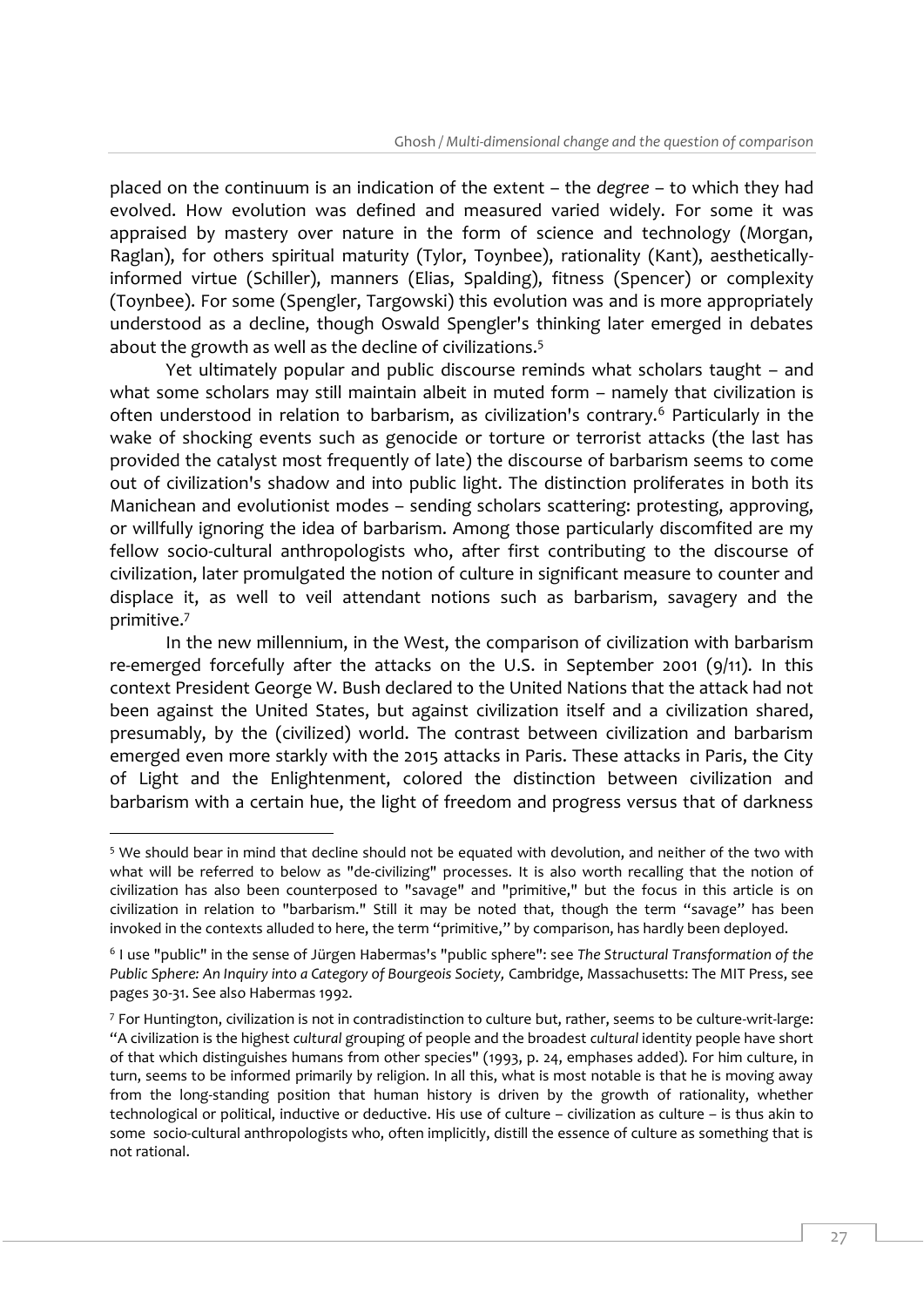placed on the continuum is an indication of the extent – the *degree* – to which they had evolved. How evolution was defined and measured varied widely. For some it was appraised by mastery over nature in the form of science and technology (Morgan, Raglan), for others spiritual maturity (Tylor, Toynbee), rationality (Kant), aesthetically-informed virtue (Schiller), manners (Elias, Spalding), fitness (Spencer) or complexity (Toynbee). For some (Spengler, Targowski) this evolution was and is more appropriately understood as a decline, though Oswald Spengler's thinking later emerged in debates about the growth as well as the decline of civilizations.[5]

Yet ultimately popular and public discourse reminds what scholars taught – and what some scholars may still maintain albeit in muted form – namely that civilization is often understood in relation to barbarism, as civilization's contrary.[6] Particularly in the wake of shocking events such as genocide or torture or terrorist attacks (the last has provided the catalyst most frequently of late) the discourse of barbarism seems to come out of civilization's shadow and into public light. The distinction proliferates in both its Manichean and evolutionist modes – sending scholars scattering: protesting, approving, or willfully ignoring the idea of barbarism. Among those particularly discomfited are my fellow socio-cultural anthropologists who, after first contributing to the discourse of civilization, later promulgated the notion of culture in significant measure to counter and displace it, as well to veil attendant notions such as barbarism, savagery and the primitive.[7]

In the new millennium, in the West, the comparison of civilization with barbarism re-emerged forcefully after the attacks on the U.S. in September 2001 (9/11). In this context President George W. Bush declared to the United Nations that the attack had not been against the United States, but against civilization itself and a civilization shared, presumably, by the (civilized) world. The contrast between civilization and barbarism emerged even more starkly with the 2015 attacks in Paris. These attacks in Paris, the City of Light and the Enlightenment, colored the distinction between civilization and barbarism with a certain hue, the light of freedom and progress versus that of darkness

---

[5] We should bear in mind that decline should not be equated with devolution, and neither of the two with what will be referred to below as "de-civilizing" processes. It is also worth recalling that the notion of civilization has also been counterposed to "savage" and "primitive," but the focus in this article is on civilization in relation to "barbarism." Still it may be noted that, though the term "savage" has been invoked in the contexts alluded to here, the term "primitive," by comparison, has hardly been deployed.

[6] I use "public" in the sense of Jürgen Habermas's "public sphere": see *The Structural Transformation of the Public Sphere: An Inquiry into a Category of Bourgeois Society,* Cambridge, Massachusetts: The MIT Press, see pages 30-31. See also Habermas 1992.

[7] For Huntington, civilization is not in contradistinction to culture but, rather, seems to be culture-writ-large: "A civilization is the highest *cultural* grouping of people and the broadest *cultural* identity people have short of that which distinguishes humans from other species" (1993, p. 24, emphases added). For him culture, in turn, seems to be informed primarily by religion. In all this, what is most notable is that he is moving away from the long-standing position that human history is driven by the growth of rationality, whether technological or political, inductive or deductive. His use of culture – civilization as culture – is thus akin to some socio-cultural anthropologists who, often implicitly, distill the essence of culture as something that is not rational.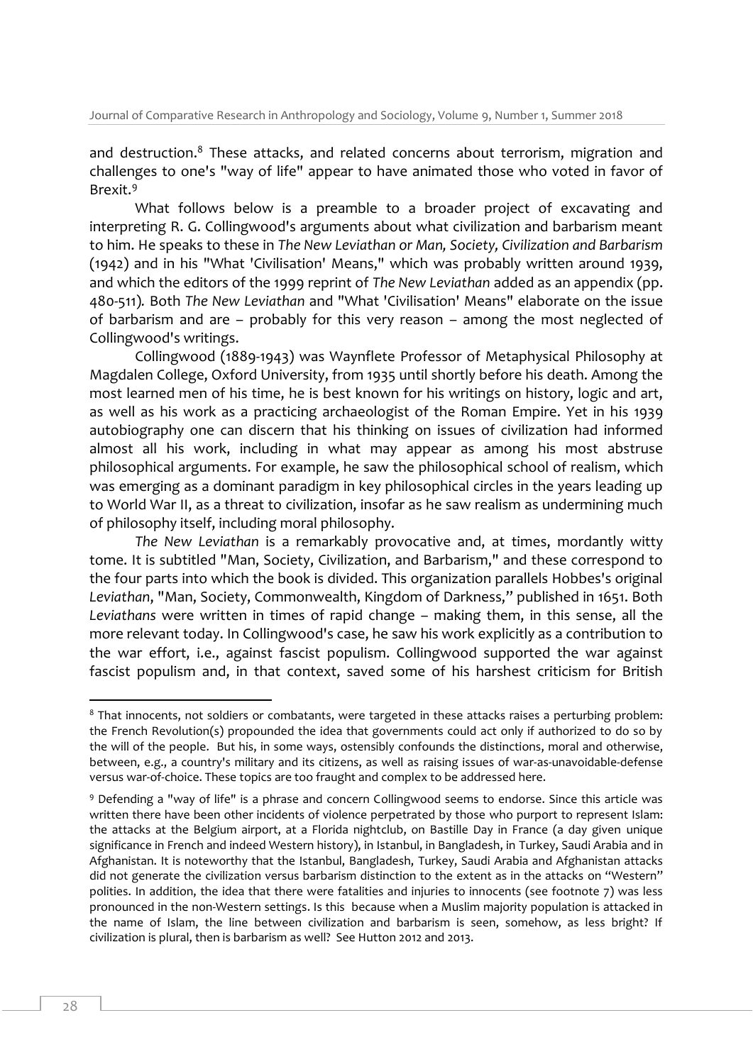and destruction.[8] These attacks, and related concerns about terrorism, migration and challenges to one's "way of life" appear to have animated those who voted in favor of Brexit.[9]

What follows below is a preamble to a broader project of excavating and interpreting R. G. Collingwood's arguments about what civilization and barbarism meant to him. He speaks to these in *The New Leviathan or Man, Society, Civilization and Barbarism* (1942) and in his "What 'Civilisation' Means," which was probably written around 1939, and which the editors of the 1999 reprint of *The New Leviathan* added as an appendix (pp. 480-511). Both *The New Leviathan* and "What 'Civilisation' Means" elaborate on the issue of barbarism and are – probably for this very reason – among the most neglected of Collingwood's writings.

Collingwood (1889-1943) was Waynflete Professor of Metaphysical Philosophy at Magdalen College, Oxford University, from 1935 until shortly before his death. Among the most learned men of his time, he is best known for his writings on history, logic and art, as well as his work as a practicing archaeologist of the Roman Empire. Yet in his 1939 autobiography one can discern that his thinking on issues of civilization had informed almost all his work, including in what may appear as among his most abstruse philosophical arguments. For example, he saw the philosophical school of realism, which was emerging as a dominant paradigm in key philosophical circles in the years leading up to World War II, as a threat to civilization, insofar as he saw realism as undermining much of philosophy itself, including moral philosophy.

*The New Leviathan* is a remarkably provocative and, at times, mordantly witty tome. It is subtitled "Man, Society, Civilization, and Barbarism," and these correspond to the four parts into which the book is divided. This organization parallels Hobbes's original *Leviathan*, "Man, Society, Commonwealth, Kingdom of Darkness," published in 1651. Both *Leviathans* were written in times of rapid change – making them, in this sense, all the more relevant today. In Collingwood's case, he saw his work explicitly as a contribution to the war effort, i.e., against fascist populism. Collingwood supported the war against fascist populism and, in that context, saved some of his harshest criticism for British

---

[8] That innocents, not soldiers or combatants, were targeted in these attacks raises a perturbing problem: the French Revolution(s) propounded the idea that governments could act only if authorized to do so by the will of the people. But his, in some ways, ostensibly confounds the distinctions, moral and otherwise, between, e.g., a country's military and its citizens, as well as raising issues of war-as-unavoidable-defense versus war-of-choice. These topics are too fraught and complex to be addressed here.

[9] Defending a "way of life" is a phrase and concern Collingwood seems to endorse. Since this article was written there have been other incidents of violence perpetrated by those who purport to represent Islam: the attacks at the Belgium airport, at a Florida nightclub, on Bastille Day in France (a day given unique significance in French and indeed Western history), in Istanbul, in Bangladesh, in Turkey, Saudi Arabia and in Afghanistan. It is noteworthy that the Istanbul, Bangladesh, Turkey, Saudi Arabia and Afghanistan attacks did not generate the civilization versus barbarism distinction to the extent as in the attacks on "Western" polities. In addition, the idea that there were fatalities and injuries to innocents (see footnote 7) was less pronounced in the non-Western settings. Is this because when a Muslim majority population is attacked in the name of Islam, the line between civilization and barbarism is seen, somehow, as less bright? If civilization is plural, then is barbarism as well? See Hutton 2012 and 2013.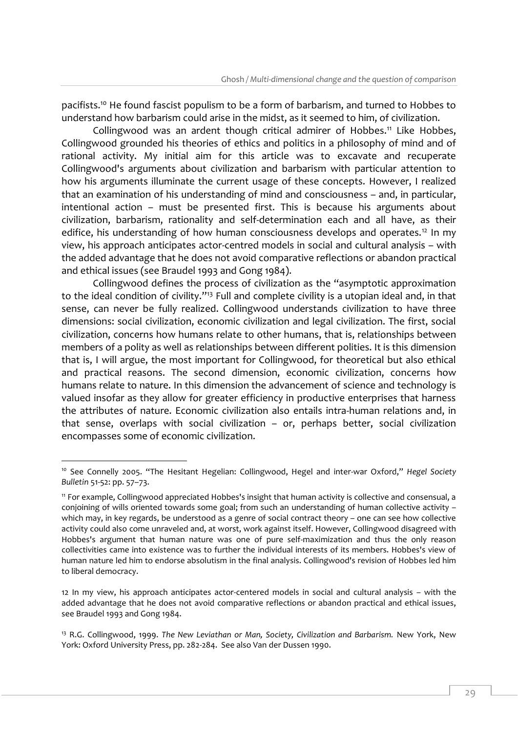pacifists.[10] He found fascist populism to be a form of barbarism, and turned to Hobbes to understand how barbarism could arise in the midst, as it seemed to him, of civilization.

Collingwood was an ardent though critical admirer of Hobbes.[11] Like Hobbes, Collingwood grounded his theories of ethics and politics in a philosophy of mind and of rational activity. My initial aim for this article was to excavate and recuperate Collingwood's arguments about civilization and barbarism with particular attention to how his arguments illuminate the current usage of these concepts. However, I realized that an examination of his understanding of mind and consciousness – and, in particular, intentional action – must be presented first. This is because his arguments about civilization, barbarism, rationality and self-determination each and all have, as their edifice, his understanding of how human consciousness develops and operates.[12] In my view, his approach anticipates actor-centred models in social and cultural analysis – with the added advantage that he does not avoid comparative reflections or abandon practical and ethical issues (see Braudel 1993 and Gong 1984).

Collingwood defines the process of civilization as the "asymptotic approximation to the ideal condition of civility."[13] Full and complete civility is a utopian ideal and, in that sense, can never be fully realized. Collingwood understands civilization to have three dimensions: social civilization, economic civilization and legal civilization. The first, social civilization, concerns how humans relate to other humans, that is, relationships between members of a polity as well as relationships between different polities. It is this dimension that is, I will argue, the most important for Collingwood, for theoretical but also ethical and practical reasons. The second dimension, economic civilization, concerns how humans relate to nature. In this dimension the advancement of science and technology is valued insofar as they allow for greater efficiency in productive enterprises that harness the attributes of nature. Economic civilization also entails intra-human relations and, in that sense, overlaps with social civilization – or, perhaps better, social civilization encompasses some of economic civilization.

---

[10] See Connelly 2005. "The Hesitant Hegelian: Collingwood, Hegel and inter-war Oxford," *Hegel Society Bulletin* 51-52: pp. 57–73.

[11] For example, Collingwood appreciated Hobbes's insight that human activity is collective and consensual, a conjoining of wills oriented towards some goal; from such an understanding of human collective activity – which may, in key regards, be understood as a genre of social contract theory – one can see how collective activity could also come unraveled and, at worst, work against itself. However, Collingwood disagreed with Hobbes's argument that human nature was one of pure self-maximization and thus the only reason collectivities came into existence was to further the individual interests of its members. Hobbes's view of human nature led him to endorse absolutism in the final analysis. Collingwood's revision of Hobbes led him to liberal democracy.

12 In my view, his approach anticipates actor-centered models in social and cultural analysis – with the added advantage that he does not avoid comparative reflections or abandon practical and ethical issues, see Braudel 1993 and Gong 1984.

[13] R.G. Collingwood, 1999. *The New Leviathan or Man, Society, Civilization and Barbarism.* New York, New York: Oxford University Press, pp. 282-284. See also Van der Dussen 1990.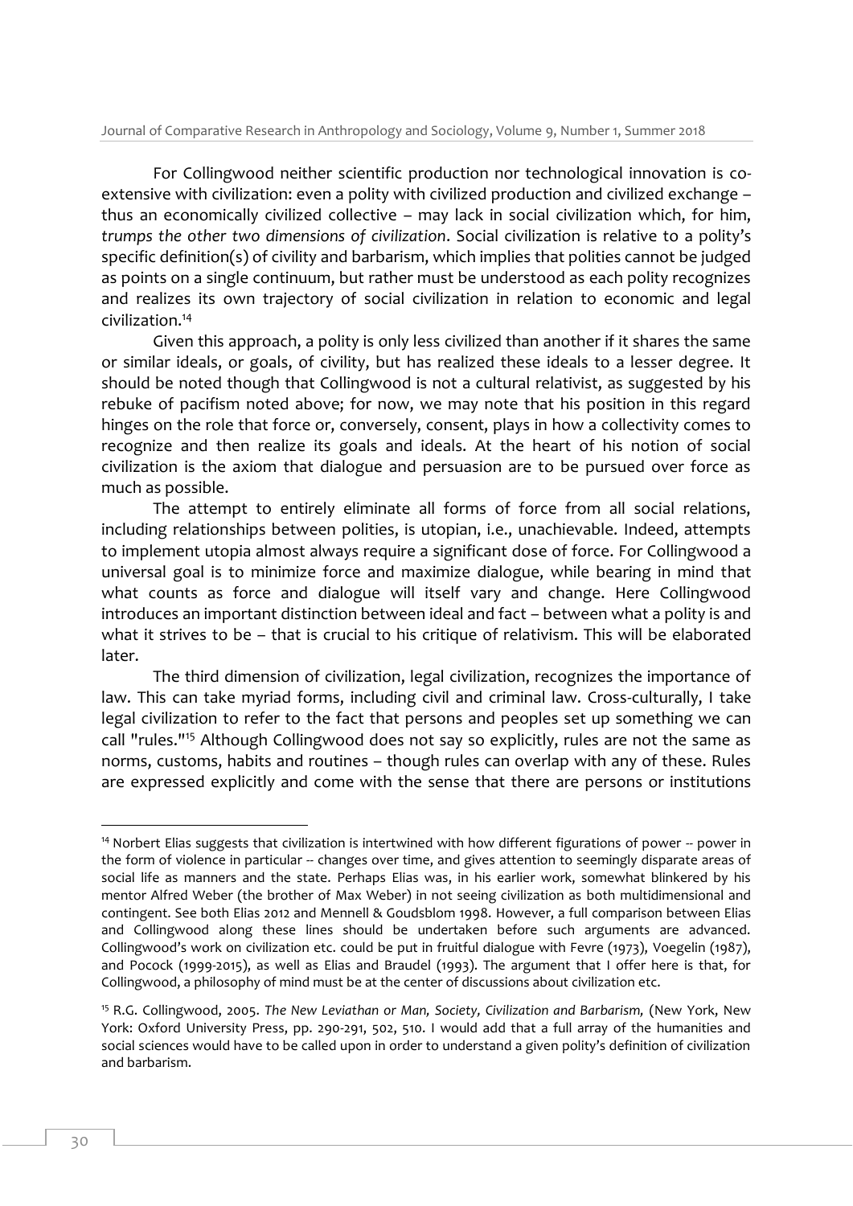For Collingwood neither scientific production nor technological innovation is co-extensive with civilization: even a polity with civilized production and civilized exchange – thus an economically civilized collective – may lack in social civilization which, for him, *trumps the other two dimensions of civilization*. Social civilization is relative to a polity's specific definition(s) of civility and barbarism, which implies that polities cannot be judged as points on a single continuum, but rather must be understood as each polity recognizes and realizes its own trajectory of social civilization in relation to economic and legal civilization.[14]

Given this approach, a polity is only less civilized than another if it shares the same or similar ideals, or goals, of civility, but has realized these ideals to a lesser degree. It should be noted though that Collingwood is not a cultural relativist, as suggested by his rebuke of pacifism noted above; for now, we may note that his position in this regard hinges on the role that force or, conversely, consent, plays in how a collectivity comes to recognize and then realize its goals and ideals. At the heart of his notion of social civilization is the axiom that dialogue and persuasion are to be pursued over force as much as possible.

The attempt to entirely eliminate all forms of force from all social relations, including relationships between polities, is utopian, i.e., unachievable. Indeed, attempts to implement utopia almost always require a significant dose of force. For Collingwood a universal goal is to minimize force and maximize dialogue, while bearing in mind that what counts as force and dialogue will itself vary and change. Here Collingwood introduces an important distinction between ideal and fact – between what a polity is and what it strives to be – that is crucial to his critique of relativism. This will be elaborated later.

The third dimension of civilization, legal civilization, recognizes the importance of law. This can take myriad forms, including civil and criminal law. Cross-culturally, I take legal civilization to refer to the fact that persons and peoples set up something we can call "rules."[15] Although Collingwood does not say so explicitly, rules are not the same as norms, customs, habits and routines – though rules can overlap with any of these. Rules are expressed explicitly and come with the sense that there are persons or institutions

---

[14] Norbert Elias suggests that civilization is intertwined with how different figurations of power -- power in the form of violence in particular -- changes over time, and gives attention to seemingly disparate areas of social life as manners and the state. Perhaps Elias was, in his earlier work, somewhat blinkered by his mentor Alfred Weber (the brother of Max Weber) in not seeing civilization as both multidimensional and contingent. See both Elias 2012 and Mennell & Goudsblom 1998. However, a full comparison between Elias and Collingwood along these lines should be undertaken before such arguments are advanced. Collingwood's work on civilization etc. could be put in fruitful dialogue with Fevre (1973), Voegelin (1987), and Pocock (1999-2015), as well as Elias and Braudel (1993). The argument that I offer here is that, for Collingwood, a philosophy of mind must be at the center of discussions about civilization etc.

[15] R.G. Collingwood, 2005. *The New Leviathan or Man, Society, Civilization and Barbarism,* (New York, New York: Oxford University Press, pp. 290-291, 502, 510. I would add that a full array of the humanities and social sciences would have to be called upon in order to understand a given polity's definition of civilization and barbarism.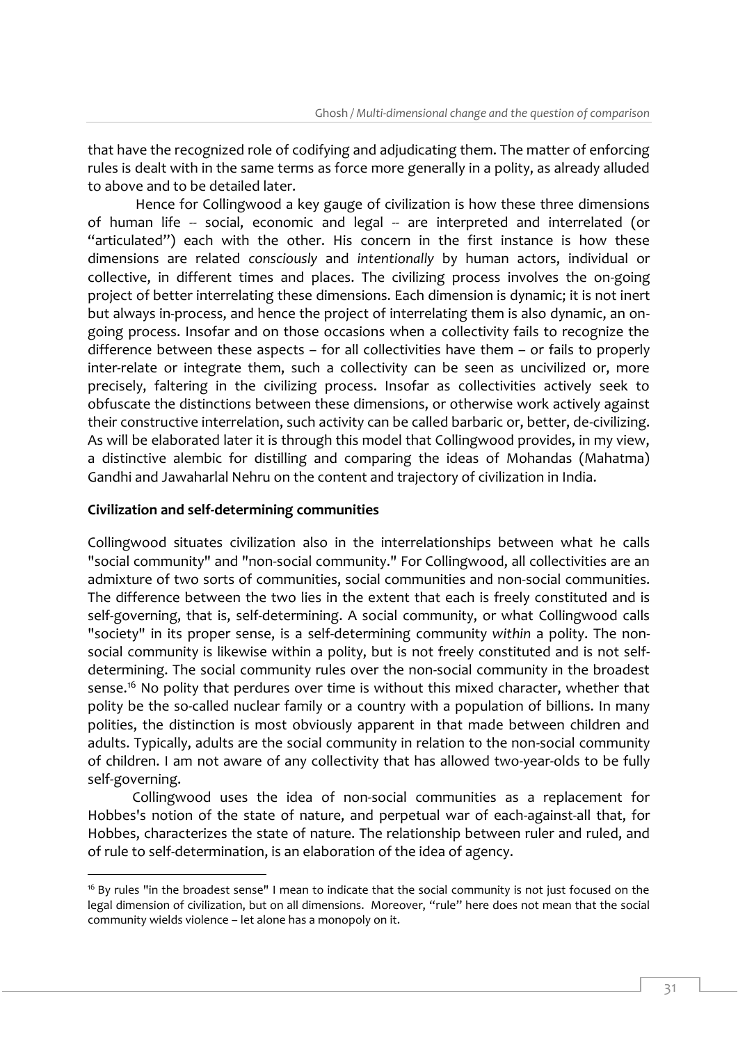that have the recognized role of codifying and adjudicating them. The matter of enforcing rules is dealt with in the same terms as force more generally in a polity, as already alluded to above and to be detailed later.

Hence for Collingwood a key gauge of civilization is how these three dimensions of human life -- social, economic and legal -- are interpreted and interrelated (or "articulated") each with the other. His concern in the first instance is how these dimensions are related *consciously* and *intentionally* by human actors, individual or collective, in different times and places. The civilizing process involves the on-going project of better interrelating these dimensions. Each dimension is dynamic; it is not inert but always in-process, and hence the project of interrelating them is also dynamic, an on-going process. Insofar and on those occasions when a collectivity fails to recognize the difference between these aspects – for all collectivities have them – or fails to properly inter-relate or integrate them, such a collectivity can be seen as uncivilized or, more precisely, faltering in the civilizing process. Insofar as collectivities actively seek to obfuscate the distinctions between these dimensions, or otherwise work actively against their constructive interrelation, such activity can be called barbaric or, better, de-civilizing. As will be elaborated later it is through this model that Collingwood provides, in my view, a distinctive alembic for distilling and comparing the ideas of Mohandas (Mahatma) Gandhi and Jawaharlal Nehru on the content and trajectory of civilization in India.

**Civilization and self-determining communities**

Collingwood situates civilization also in the interrelationships between what he calls "social community" and "non-social community." For Collingwood, all collectivities are an admixture of two sorts of communities, social communities and non-social communities. The difference between the two lies in the extent that each is freely constituted and is self-governing, that is, self-determining. A social community, or what Collingwood calls "society" in its proper sense, is a self-determining community *within* a polity. The non-social community is likewise within a polity, but is not freely constituted and is not self-determining. The social community rules over the non-social community in the broadest sense.[16] No polity that perdures over time is without this mixed character, whether that polity be the so-called nuclear family or a country with a population of billions. In many polities, the distinction is most obviously apparent in that made between children and adults. Typically, adults are the social community in relation to the non-social community of children. I am not aware of any collectivity that has allowed two-year-olds to be fully self-governing.

Collingwood uses the idea of non-social communities as a replacement for Hobbes's notion of the state of nature, and perpetual war of each-against-all that, for Hobbes, characterizes the state of nature. The relationship between ruler and ruled, and of rule to self-determination, is an elaboration of the idea of agency.

[16] By rules "in the broadest sense" I mean to indicate that the social community is not just focused on the legal dimension of civilization, but on all dimensions. Moreover, "rule" here does not mean that the social community wields violence – let alone has a monopoly on it.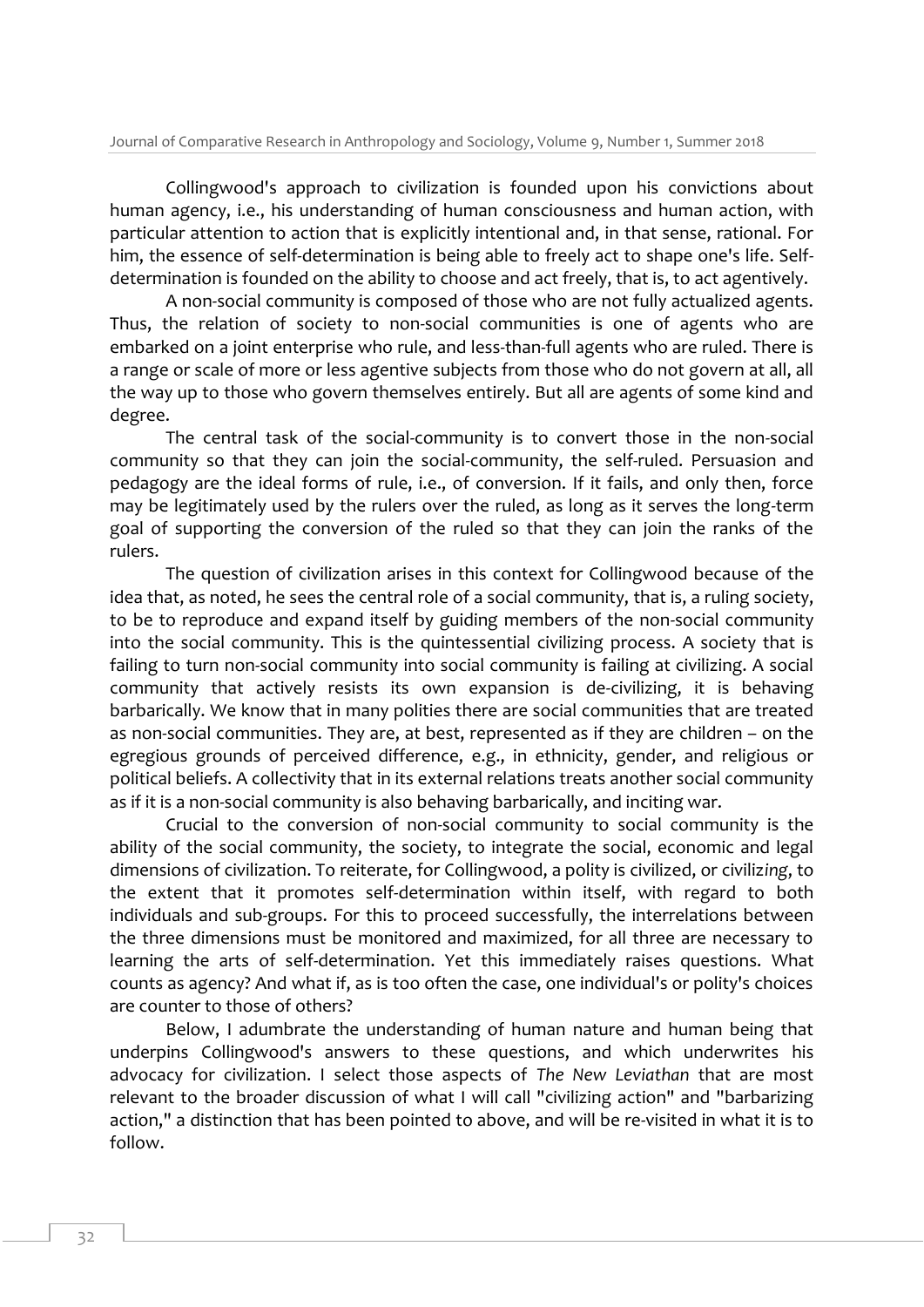Collingwood's approach to civilization is founded upon his convictions about human agency, i.e., his understanding of human consciousness and human action, with particular attention to action that is explicitly intentional and, in that sense, rational. For him, the essence of self-determination is being able to freely act to shape one's life. Self-determination is founded on the ability to choose and act freely, that is, to act agentively.

A non-social community is composed of those who are not fully actualized agents. Thus, the relation of society to non-social communities is one of agents who are embarked on a joint enterprise who rule, and less-than-full agents who are ruled. There is a range or scale of more or less agentive subjects from those who do not govern at all, all the way up to those who govern themselves entirely. But all are agents of some kind and degree.

The central task of the social-community is to convert those in the non-social community so that they can join the social-community, the self-ruled. Persuasion and pedagogy are the ideal forms of rule, i.e., of conversion. If it fails, and only then, force may be legitimately used by the rulers over the ruled, as long as it serves the long-term goal of supporting the conversion of the ruled so that they can join the ranks of the rulers.

The question of civilization arises in this context for Collingwood because of the idea that, as noted, he sees the central role of a social community, that is, a ruling society, to be to reproduce and expand itself by guiding members of the non-social community into the social community. This is the quintessential civilizing process. A society that is failing to turn non-social community into social community is failing at civilizing. A social community that actively resists its own expansion is de-civilizing, it is behaving barbarically. We know that in many polities there are social communities that are treated as non-social communities. They are, at best, represented as if they are children – on the egregious grounds of perceived difference, e.g., in ethnicity, gender, and religious or political beliefs. A collectivity that in its external relations treats another social community as if it is a non-social community is also behaving barbarically, and inciting war.

Crucial to the conversion of non-social community to social community is the ability of the social community, the society, to integrate the social, economic and legal dimensions of civilization. To reiterate, for Collingwood, a polity is civilized, or civiliz*ing*, to the extent that it promotes self-determination within itself, with regard to both individuals and sub-groups. For this to proceed successfully, the interrelations between the three dimensions must be monitored and maximized, for all three are necessary to learning the arts of self-determination. Yet this immediately raises questions. What counts as agency? And what if, as is too often the case, one individual's or polity's choices are counter to those of others?

Below, I adumbrate the understanding of human nature and human being that underpins Collingwood's answers to these questions, and which underwrites his advocacy for civilization. I select those aspects of *The New Leviathan* that are most relevant to the broader discussion of what I will call "civilizing action" and "barbarizing action," a distinction that has been pointed to above, and will be re-visited in what it is to follow.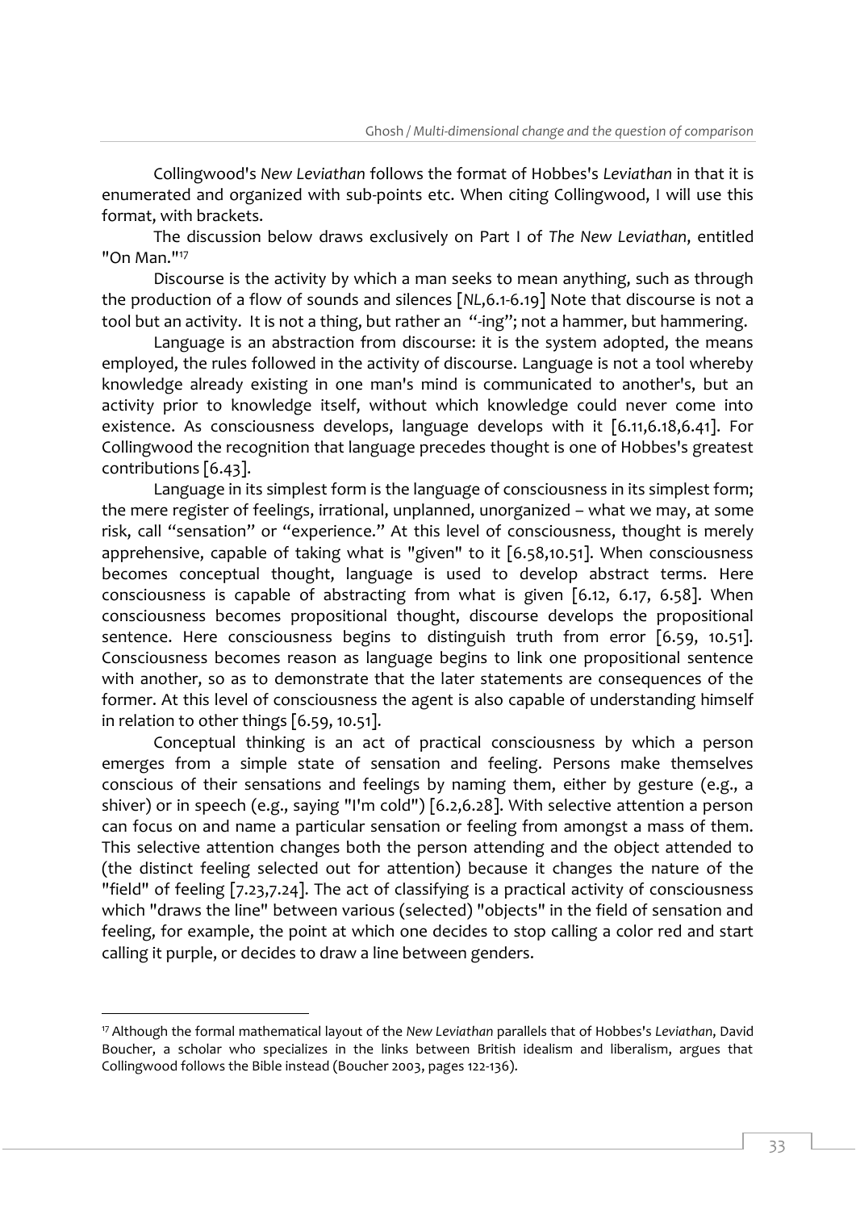Collingwood's *New Leviathan* follows the format of Hobbes's *Leviathan* in that it is enumerated and organized with sub-points etc. When citing Collingwood, I will use this format, with brackets.

The discussion below draws exclusively on Part I of *The New Leviathan*, entitled "On Man."[17]

Discourse is the activity by which a man seeks to mean anything, such as through the production of a flow of sounds and silences [*NL*,6.1-6.19] Note that discourse is not a tool but an activity. It is not a thing, but rather an "-ing"; not a hammer, but hammering.

Language is an abstraction from discourse: it is the system adopted, the means employed, the rules followed in the activity of discourse. Language is not a tool whereby knowledge already existing in one man's mind is communicated to another's, but an activity prior to knowledge itself, without which knowledge could never come into existence. As consciousness develops, language develops with it [6.11,6.18,6.41]. For Collingwood the recognition that language precedes thought is one of Hobbes's greatest contributions [6.43].

Language in its simplest form is the language of consciousness in its simplest form; the mere register of feelings, irrational, unplanned, unorganized – what we may, at some risk, call "sensation" or "experience." At this level of consciousness, thought is merely apprehensive, capable of taking what is "given" to it [6.58,10.51]. When consciousness becomes conceptual thought, language is used to develop abstract terms. Here consciousness is capable of abstracting from what is given [6.12, 6.17, 6.58]. When consciousness becomes propositional thought, discourse develops the propositional sentence. Here consciousness begins to distinguish truth from error [6.59, 10.51]. Consciousness becomes reason as language begins to link one propositional sentence with another, so as to demonstrate that the later statements are consequences of the former. At this level of consciousness the agent is also capable of understanding himself in relation to other things [6.59, 10.51].

Conceptual thinking is an act of practical consciousness by which a person emerges from a simple state of sensation and feeling. Persons make themselves conscious of their sensations and feelings by naming them, either by gesture (e.g., a shiver) or in speech (e.g., saying "I'm cold") [6.2,6.28]. With selective attention a person can focus on and name a particular sensation or feeling from amongst a mass of them. This selective attention changes both the person attending and the object attended to (the distinct feeling selected out for attention) because it changes the nature of the "field" of feeling [7.23,7.24]. The act of classifying is a practical activity of consciousness which "draws the line" between various (selected) "objects" in the field of sensation and feeling, for example, the point at which one decides to stop calling a color red and start calling it purple, or decides to draw a line between genders.

---

[17] Although the formal mathematical layout of the *New Leviathan* parallels that of Hobbes's *Leviathan*, David Boucher, a scholar who specializes in the links between British idealism and liberalism, argues that Collingwood follows the Bible instead (Boucher 2003, pages 122-136).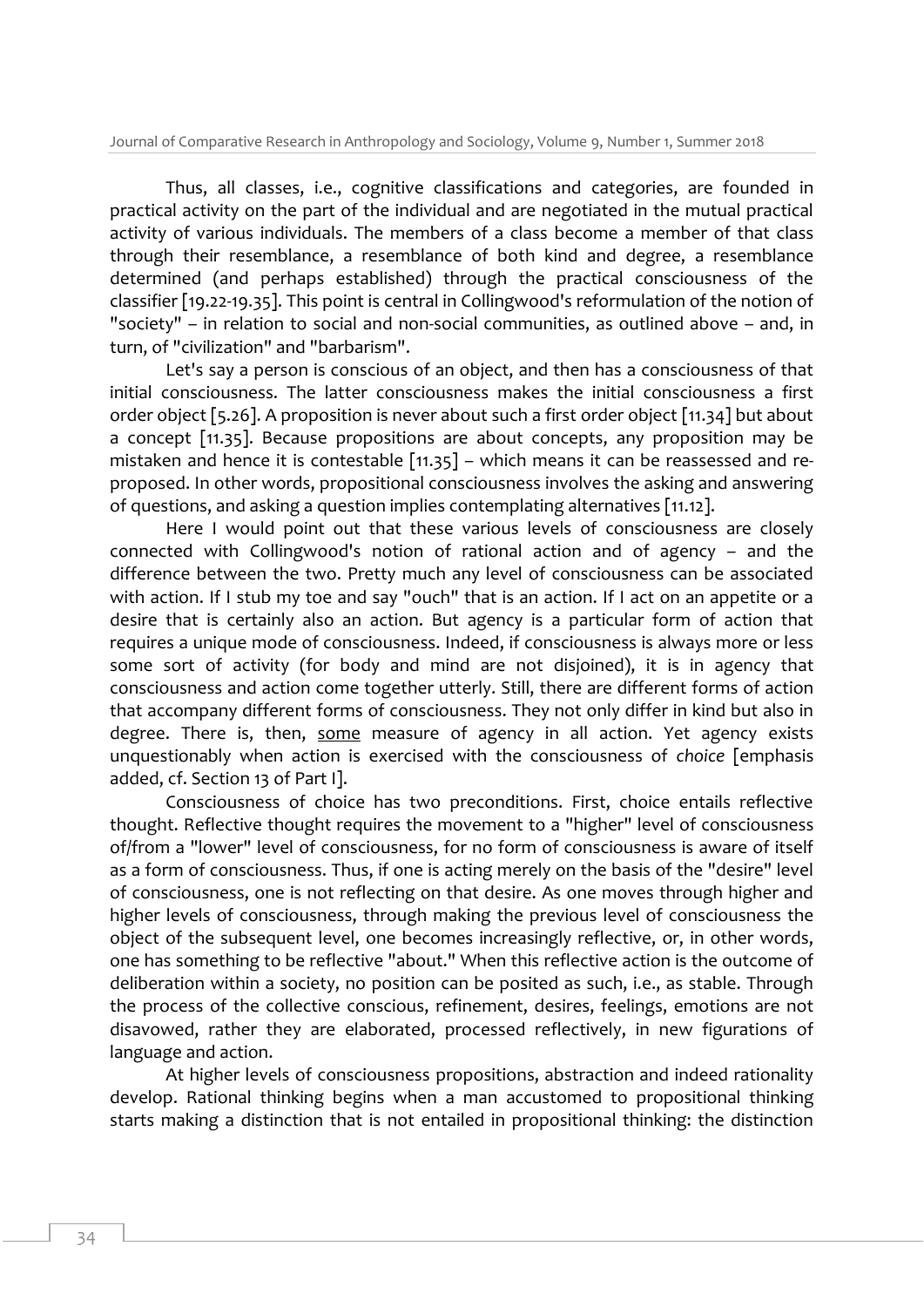Thus, all classes, i.e., cognitive classifications and categories, are founded in practical activity on the part of the individual and are negotiated in the mutual practical activity of various individuals. The members of a class become a member of that class through their resemblance, a resemblance of both kind and degree, a resemblance determined (and perhaps established) through the practical consciousness of the classifier [19.22-19.35]. This point is central in Collingwood's reformulation of the notion of "society" – in relation to social and non-social communities, as outlined above – and, in turn, of "civilization" and "barbarism".

Let's say a person is conscious of an object, and then has a consciousness of that initial consciousness. The latter consciousness makes the initial consciousness a first order object [5.26]. A proposition is never about such a first order object [11.34] but about a concept [11.35]. Because propositions are about concepts, any proposition may be mistaken and hence it is contestable [11.35] – which means it can be reassessed and re-proposed. In other words, propositional consciousness involves the asking and answering of questions, and asking a question implies contemplating alternatives [11.12].

Here I would point out that these various levels of consciousness are closely connected with Collingwood's notion of rational action and of agency – and the difference between the two. Pretty much any level of consciousness can be associated with action. If I stub my toe and say "ouch" that is an action. If I act on an appetite or a desire that is certainly also an action. But agency is a particular form of action that requires a unique mode of consciousness. Indeed, if consciousness is always more or less some sort of activity (for body and mind are not disjoined), it is in agency that consciousness and action come together utterly. Still, there are different forms of action that accompany different forms of consciousness. They not only differ in kind but also in degree. There is, then, <u>some</u> measure of agency in all action. Yet agency exists unquestionably when action is exercised with the consciousness of *choice* [emphasis added, cf. Section 13 of Part I].

Consciousness of choice has two preconditions. First, choice entails reflective thought. Reflective thought requires the movement to a "higher" level of consciousness of/from a "lower" level of consciousness, for no form of consciousness is aware of itself as a form of consciousness. Thus, if one is acting merely on the basis of the "desire" level of consciousness, one is not reflecting on that desire. As one moves through higher and higher levels of consciousness, through making the previous level of consciousness the object of the subsequent level, one becomes increasingly reflective, or, in other words, one has something to be reflective "about." When this reflective action is the outcome of deliberation within a society, no position can be posited as such, i.e., as stable. Through the process of the collective conscious, refinement, desires, feelings, emotions are not disavowed, rather they are elaborated, processed reflectively, in new figurations of language and action.

At higher levels of consciousness propositions, abstraction and indeed rationality develop. Rational thinking begins when a man accustomed to propositional thinking starts making a distinction that is not entailed in propositional thinking: the distinction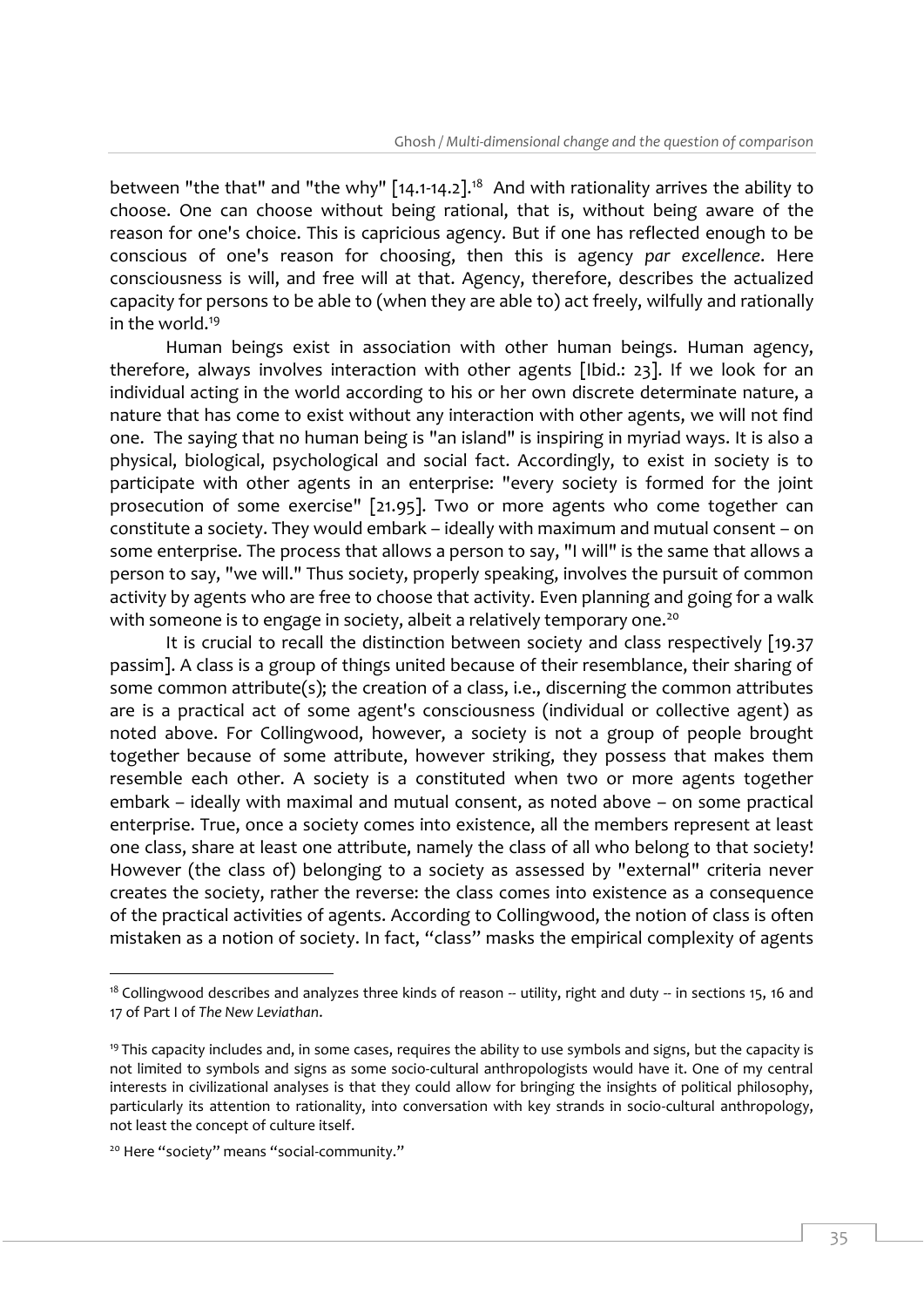between "the that" and "the why" [14.1-14.2].[18] And with rationality arrives the ability to choose. One can choose without being rational, that is, without being aware of the reason for one's choice. This is capricious agency. But if one has reflected enough to be conscious of one's reason for choosing, then this is agency *par excellence*. Here consciousness is will, and free will at that. Agency, therefore, describes the actualized capacity for persons to be able to (when they are able to) act freely, wilfully and rationally in the world.[19]

Human beings exist in association with other human beings. Human agency, therefore, always involves interaction with other agents [Ibid.: 23]. If we look for an individual acting in the world according to his or her own discrete determinate nature, a nature that has come to exist without any interaction with other agents, we will not find one. The saying that no human being is "an island" is inspiring in myriad ways. It is also a physical, biological, psychological and social fact. Accordingly, to exist in society is to participate with other agents in an enterprise: "every society is formed for the joint prosecution of some exercise" [21.95]. Two or more agents who come together can constitute a society. They would embark – ideally with maximum and mutual consent – on some enterprise. The process that allows a person to say, "I will" is the same that allows a person to say, "we will." Thus society, properly speaking, involves the pursuit of common activity by agents who are free to choose that activity. Even planning and going for a walk with someone is to engage in society, albeit a relatively temporary one.[20]

It is crucial to recall the distinction between society and class respectively [19.37 passim]. A class is a group of things united because of their resemblance, their sharing of some common attribute(s); the creation of a class, i.e., discerning the common attributes are is a practical act of some agent's consciousness (individual or collective agent) as noted above. For Collingwood, however, a society is not a group of people brought together because of some attribute, however striking, they possess that makes them resemble each other. A society is a constituted when two or more agents together embark – ideally with maximal and mutual consent, as noted above – on some practical enterprise. True, once a society comes into existence, all the members represent at least one class, share at least one attribute, namely the class of all who belong to that society! However (the class of) belonging to a society as assessed by "external" criteria never creates the society, rather the reverse: the class comes into existence as a consequence of the practical activities of agents. According to Collingwood, the notion of class is often mistaken as a notion of society. In fact, "class" masks the empirical complexity of agents

---

[18] Collingwood describes and analyzes three kinds of reason -- utility, right and duty -- in sections 15, 16 and 17 of Part I of *The New Leviathan*.

[19] This capacity includes and, in some cases, requires the ability to use symbols and signs, but the capacity is not limited to symbols and signs as some socio-cultural anthropologists would have it. One of my central interests in civilizational analyses is that they could allow for bringing the insights of political philosophy, particularly its attention to rationality, into conversation with key strands in socio-cultural anthropology, not least the concept of culture itself.

[20] Here "society" means "social-community."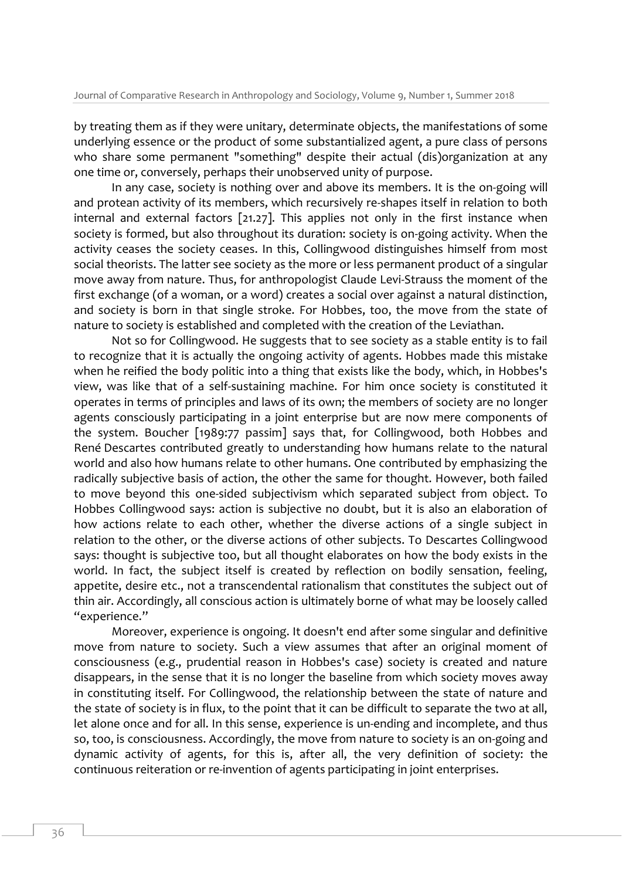by treating them as if they were unitary, determinate objects, the manifestations of some underlying essence or the product of some substantialized agent, a pure class of persons who share some permanent "something" despite their actual (dis)organization at any one time or, conversely, perhaps their unobserved unity of purpose.

In any case, society is nothing over and above its members. It is the on-going will and protean activity of its members, which recursively re-shapes itself in relation to both internal and external factors [21.27]. This applies not only in the first instance when society is formed, but also throughout its duration: society is on-going activity. When the activity ceases the society ceases. In this, Collingwood distinguishes himself from most social theorists. The latter see society as the more or less permanent product of a singular move away from nature. Thus, for anthropologist Claude Levi-Strauss the moment of the first exchange (of a woman, or a word) creates a social over against a natural distinction, and society is born in that single stroke. For Hobbes, too, the move from the state of nature to society is established and completed with the creation of the Leviathan.

Not so for Collingwood. He suggests that to see society as a stable entity is to fail to recognize that it is actually the ongoing activity of agents. Hobbes made this mistake when he reified the body politic into a thing that exists like the body, which, in Hobbes's view, was like that of a self-sustaining machine. For him once society is constituted it operates in terms of principles and laws of its own; the members of society are no longer agents consciously participating in a joint enterprise but are now mere components of the system. Boucher [1989:77 passim] says that, for Collingwood, both Hobbes and René Descartes contributed greatly to understanding how humans relate to the natural world and also how humans relate to other humans. One contributed by emphasizing the radically subjective basis of action, the other the same for thought. However, both failed to move beyond this one-sided subjectivism which separated subject from object. To Hobbes Collingwood says: action is subjective no doubt, but it is also an elaboration of how actions relate to each other, whether the diverse actions of a single subject in relation to the other, or the diverse actions of other subjects. To Descartes Collingwood says: thought is subjective too, but all thought elaborates on how the body exists in the world. In fact, the subject itself is created by reflection on bodily sensation, feeling, appetite, desire etc., not a transcendental rationalism that constitutes the subject out of thin air. Accordingly, all conscious action is ultimately borne of what may be loosely called "experience."

Moreover, experience is ongoing. It doesn't end after some singular and definitive move from nature to society. Such a view assumes that after an original moment of consciousness (e.g., prudential reason in Hobbes's case) society is created and nature disappears, in the sense that it is no longer the baseline from which society moves away in constituting itself. For Collingwood, the relationship between the state of nature and the state of society is in flux, to the point that it can be difficult to separate the two at all, let alone once and for all. In this sense, experience is un-ending and incomplete, and thus so, too, is consciousness. Accordingly, the move from nature to society is an on-going and dynamic activity of agents, for this is, after all, the very definition of society: the continuous reiteration or re-invention of agents participating in joint enterprises.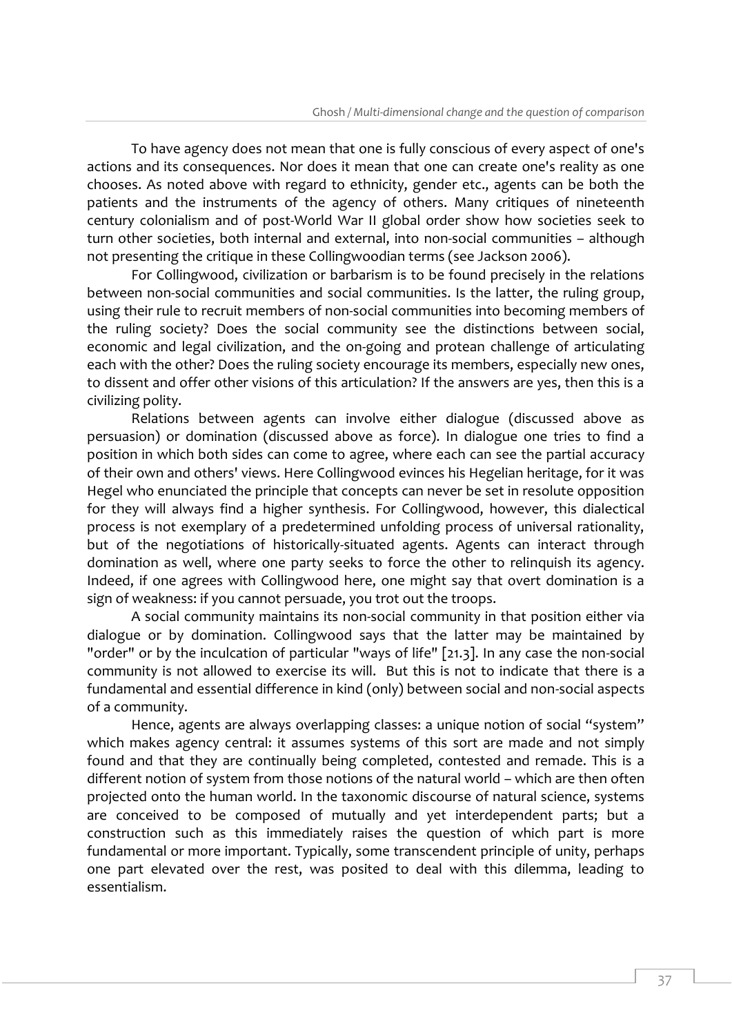To have agency does not mean that one is fully conscious of every aspect of one's actions and its consequences. Nor does it mean that one can create one's reality as one chooses. As noted above with regard to ethnicity, gender etc., agents can be both the patients and the instruments of the agency of others. Many critiques of nineteenth century colonialism and of post-World War II global order show how societies seek to turn other societies, both internal and external, into non-social communities – although not presenting the critique in these Collingwoodian terms (see Jackson 2006).

For Collingwood, civilization or barbarism is to be found precisely in the relations between non-social communities and social communities. Is the latter, the ruling group, using their rule to recruit members of non-social communities into becoming members of the ruling society? Does the social community see the distinctions between social, economic and legal civilization, and the on-going and protean challenge of articulating each with the other? Does the ruling society encourage its members, especially new ones, to dissent and offer other visions of this articulation? If the answers are yes, then this is a civilizing polity.

Relations between agents can involve either dialogue (discussed above as persuasion) or domination (discussed above as force). In dialogue one tries to find a position in which both sides can come to agree, where each can see the partial accuracy of their own and others' views. Here Collingwood evinces his Hegelian heritage, for it was Hegel who enunciated the principle that concepts can never be set in resolute opposition for they will always find a higher synthesis. For Collingwood, however, this dialectical process is not exemplary of a predetermined unfolding process of universal rationality, but of the negotiations of historically-situated agents. Agents can interact through domination as well, where one party seeks to force the other to relinquish its agency. Indeed, if one agrees with Collingwood here, one might say that overt domination is a sign of weakness: if you cannot persuade, you trot out the troops.

A social community maintains its non-social community in that position either via dialogue or by domination. Collingwood says that the latter may be maintained by "order" or by the inculcation of particular "ways of life" [21.3]. In any case the non-social community is not allowed to exercise its will. But this is not to indicate that there is a fundamental and essential difference in kind (only) between social and non-social aspects of a community.

Hence, agents are always overlapping classes: a unique notion of social "system" which makes agency central: it assumes systems of this sort are made and not simply found and that they are continually being completed, contested and remade. This is a different notion of system from those notions of the natural world – which are then often projected onto the human world. In the taxonomic discourse of natural science, systems are conceived to be composed of mutually and yet interdependent parts; but a construction such as this immediately raises the question of which part is more fundamental or more important. Typically, some transcendent principle of unity, perhaps one part elevated over the rest, was posited to deal with this dilemma, leading to essentialism.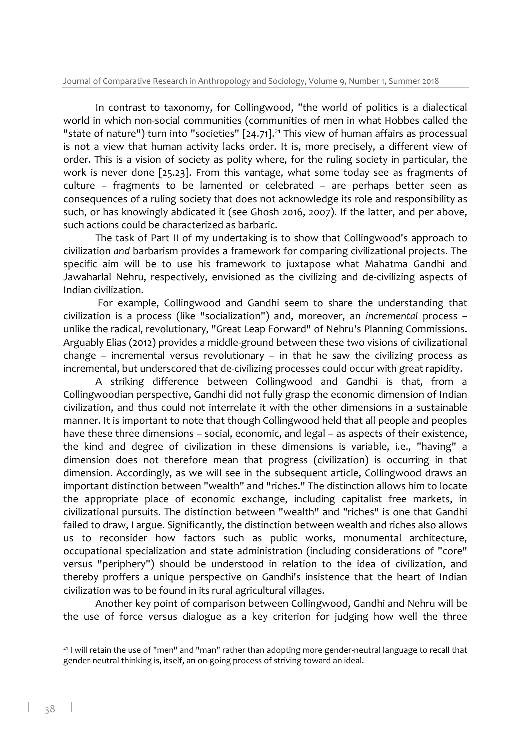In contrast to taxonomy, for Collingwood, "the world of politics is a dialectical world in which non-social communities (communities of men in what Hobbes called the "state of nature") turn into "societies" [24.71].[21] This view of human affairs as processual is not a view that human activity lacks order. It is, more precisely, a different view of order. This is a vision of society as polity where, for the ruling society in particular, the work is never done [25.23]. From this vantage, what some today see as fragments of culture – fragments to be lamented or celebrated – are perhaps better seen as consequences of a ruling society that does not acknowledge its role and responsibility as such, or has knowingly abdicated it (see Ghosh 2016, 2007). If the latter, and per above, such actions could be characterized as barbaric.

The task of Part II of my undertaking is to show that Collingwood's approach to civilization *and* barbarism provides a framework for comparing civilizational projects. The specific aim will be to use his framework to juxtapose what Mahatma Gandhi and Jawaharlal Nehru, respectively, envisioned as the civilizing and de-civilizing aspects of Indian civilization.

For example, Collingwood and Gandhi seem to share the understanding that civilization is a process (like "socialization") and, moreover, an *incremental* process – unlike the radical, revolutionary, "Great Leap Forward" of Nehru's Planning Commissions. Arguably Elias (2012) provides a middle-ground between these two visions of civilizational change – incremental versus revolutionary – in that he saw the civilizing process as incremental, but underscored that de-civilizing processes could occur with great rapidity.

A striking difference between Collingwood and Gandhi is that, from a Collingwoodian perspective, Gandhi did not fully grasp the economic dimension of Indian civilization, and thus could not interrelate it with the other dimensions in a sustainable manner. It is important to note that though Collingwood held that all people and peoples have these three dimensions – social, economic, and legal – as aspects of their existence, the kind and degree of civilization in these dimensions is variable, i.e., "having" a dimension does not therefore mean that progress (civilization) is occurring in that dimension. Accordingly, as we will see in the subsequent article, Collingwood draws an important distinction between "wealth" and "riches." The distinction allows him to locate the appropriate place of economic exchange, including capitalist free markets, in civilizational pursuits. The distinction between "wealth" and "riches" is one that Gandhi failed to draw, I argue. Significantly, the distinction between wealth and riches also allows us to reconsider how factors such as public works, monumental architecture, occupational specialization and state administration (including considerations of "core" versus "periphery") should be understood in relation to the idea of civilization, and thereby proffers a unique perspective on Gandhi's insistence that the heart of Indian civilization was to be found in its rural agricultural villages.

Another key point of comparison between Collingwood, Gandhi and Nehru will be the use of force versus dialogue as a key criterion for judging how well the three

[21] I will retain the use of "men" and "man" rather than adopting more gender-neutral language to recall that gender-neutral thinking is, itself, an on-going process of striving toward an ideal.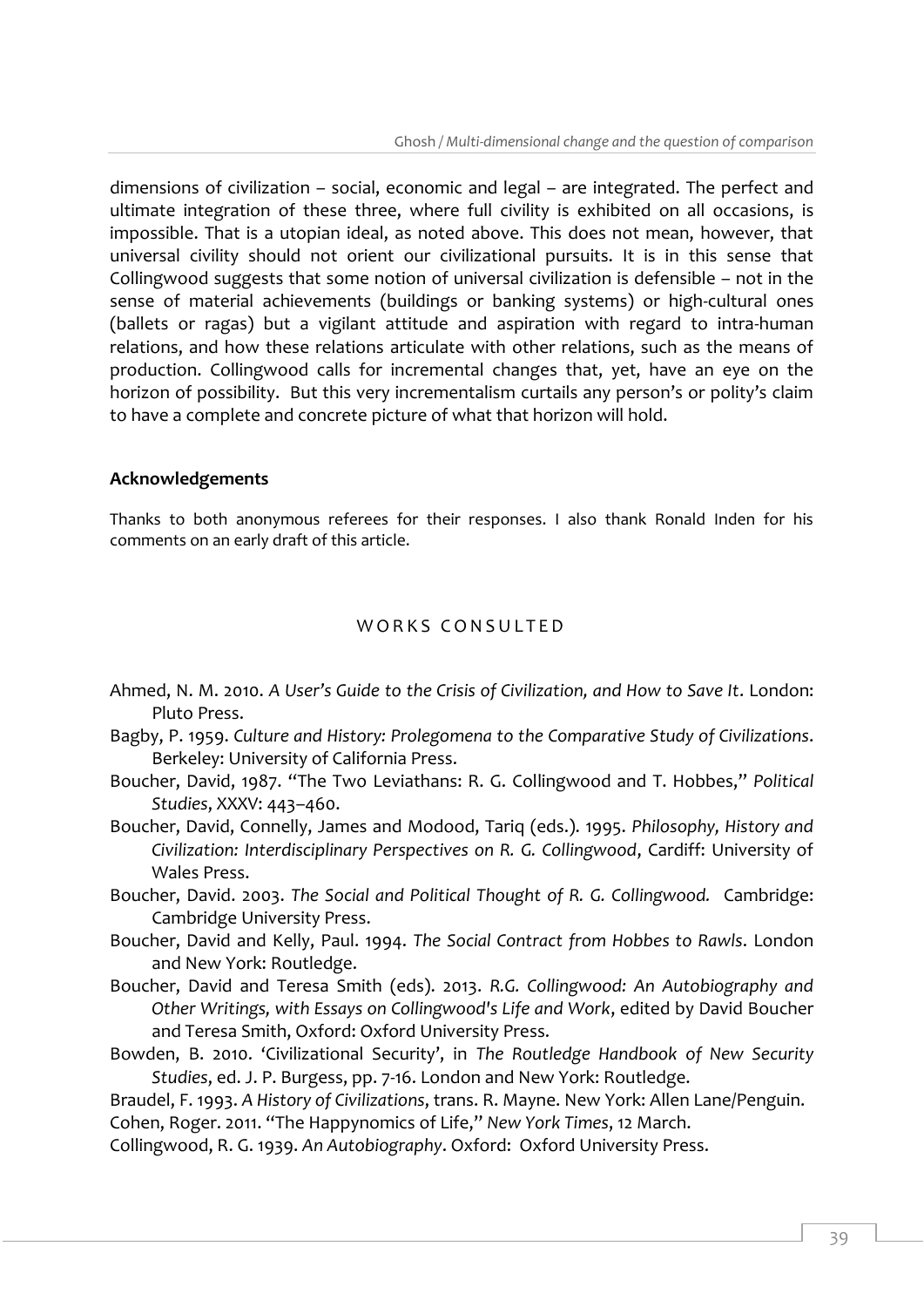dimensions of civilization – social, economic and legal – are integrated. The perfect and ultimate integration of these three, where full civility is exhibited on all occasions, is impossible. That is a utopian ideal, as noted above. This does not mean, however, that universal civility should not orient our civilizational pursuits. It is in this sense that Collingwood suggests that some notion of universal civilization is defensible – not in the sense of material achievements (buildings or banking systems) or high-cultural ones (ballets or ragas) but a vigilant attitude and aspiration with regard to intra-human relations, and how these relations articulate with other relations, such as the means of production. Collingwood calls for incremental changes that, yet, have an eye on the horizon of possibility. But this very incrementalism curtails any person's or polity's claim to have a complete and concrete picture of what that horizon will hold.

### Acknowledgements

Thanks to both anonymous referees for their responses. I also thank Ronald Inden for his comments on an early draft of this article.

## WORKS CONSULTED

Ahmed, N. M. 2010. *A User's Guide to the Crisis of Civilization, and How to Save It*. London: Pluto Press.

Bagby, P. 1959. *Culture and History: Prolegomena to the Comparative Study of Civilizations*. Berkeley: University of California Press.

Boucher, David, 1987. "The Two Leviathans: R. G. Collingwood and T. Hobbes," *Political Studies*, XXXV: 443–460.

Boucher, David, Connelly, James and Modood, Tariq (eds.). 1995. *Philosophy, History and Civilization: Interdisciplinary Perspectives on R. G. Collingwood*, Cardiff: University of Wales Press.

Boucher, David. 2003. *The Social and Political Thought of R. G. Collingwood.* Cambridge: Cambridge University Press.

Boucher, David and Kelly, Paul. 1994. *The Social Contract from Hobbes to Rawls*. London and New York: Routledge.

Boucher, David and Teresa Smith (eds). 2013. *R.G. Collingwood: An Autobiography and Other Writings, with Essays on Collingwood's Life and Work*, edited by David Boucher and Teresa Smith, Oxford: Oxford University Press.

Bowden, B. 2010. 'Civilizational Security', in *The Routledge Handbook of New Security Studies*, ed. J. P. Burgess, pp. 7-16. London and New York: Routledge.

Braudel, F. 1993. *A History of Civilizations*, trans. R. Mayne. New York: Allen Lane/Penguin.

Cohen, Roger. 2011. "The Happynomics of Life," *New York Times*, 12 March.

Collingwood, R. G. 1939. *An Autobiography*. Oxford: Oxford University Press.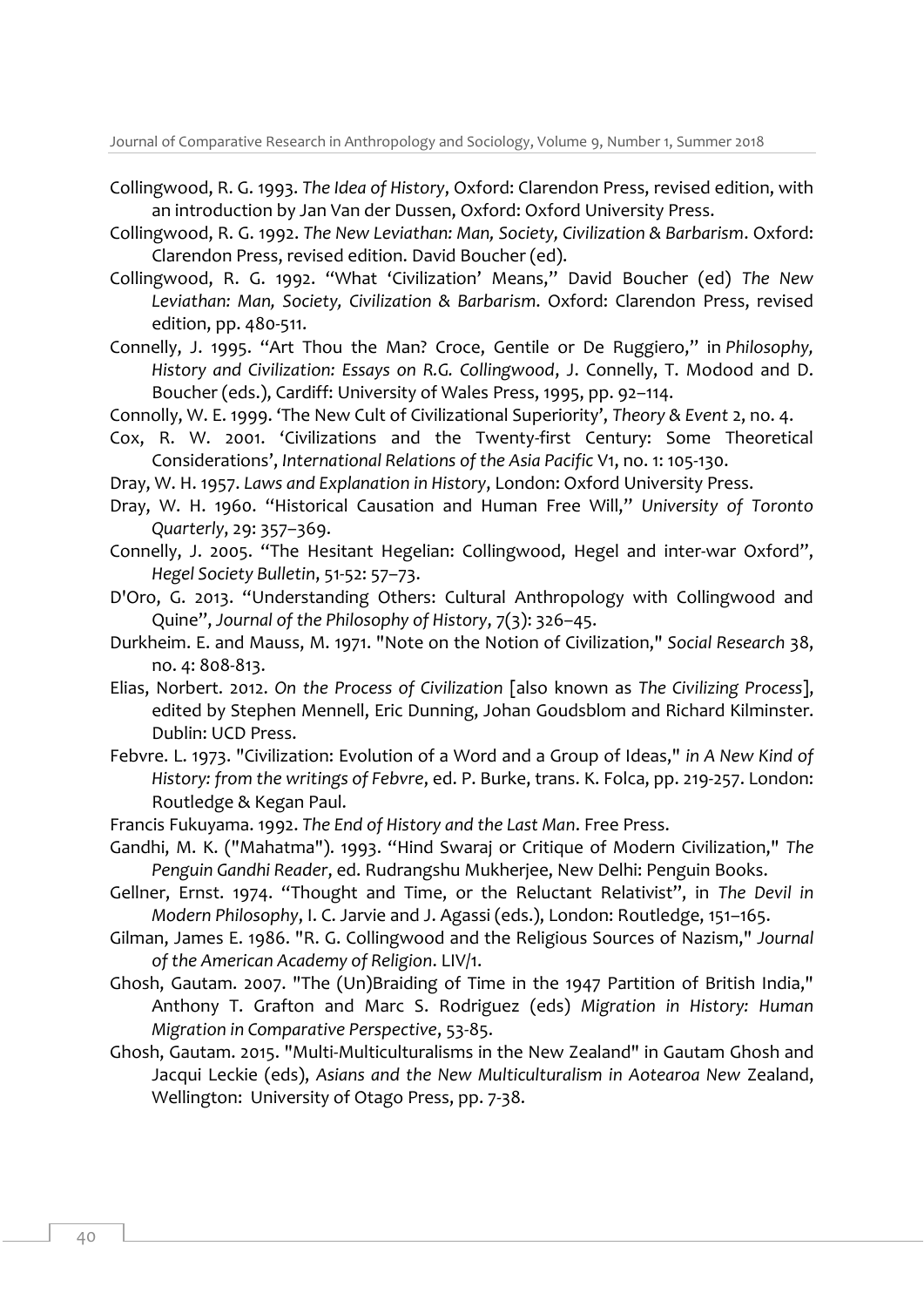Collingwood, R. G. 1993. *The Idea of History*, Oxford: Clarendon Press, revised edition, with an introduction by Jan Van der Dussen, Oxford: Oxford University Press.

Collingwood, R. G. 1992. *The New Leviathan: Man, Society, Civilization & Barbarism*. Oxford: Clarendon Press, revised edition. David Boucher (ed).

Collingwood, R. G. 1992. "What 'Civilization' Means," David Boucher (ed) *The New Leviathan: Man, Society, Civilization & Barbarism*. Oxford: Clarendon Press, revised edition, pp. 480-511.

Connelly, J. 1995. "Art Thou the Man? Croce, Gentile or De Ruggiero," in *Philosophy, History and Civilization: Essays on R.G. Collingwood*, J. Connelly, T. Modood and D. Boucher (eds.), Cardiff: University of Wales Press, 1995, pp. 92–114.

Connolly, W. E. 1999. 'The New Cult of Civilizational Superiority', *Theory & Event* 2, no. 4.

Cox, R. W. 2001. 'Civilizations and the Twenty-first Century: Some Theoretical Considerations', *International Relations of the Asia Pacific* V1, no. 1: 105-130.

Dray, W. H. 1957. *Laws and Explanation in History*, London: Oxford University Press.

Dray, W. H. 1960. "Historical Causation and Human Free Will," *University of Toronto Quarterly*, 29: 357–369.

Connelly, J. 2005. "The Hesitant Hegelian: Collingwood, Hegel and inter-war Oxford", *Hegel Society Bulletin*, 51-52: 57–73.

D'Oro, G. 2013. "Understanding Others: Cultural Anthropology with Collingwood and Quine", *Journal of the Philosophy of History*, 7(3): 326–45.

Durkheim. E. and Mauss, M. 1971. "Note on the Notion of Civilization," *Social Research* 38, no. 4: 808-813.

Elias, Norbert. 2012. *On the Process of Civilization* [also known as *The Civilizing Process*], edited by Stephen Mennell, Eric Dunning, Johan Goudsblom and Richard Kilminster. Dublin: UCD Press.

Febvre. L. 1973. "Civilization: Evolution of a Word and a Group of Ideas," *in A New Kind of History: from the writings of Febvre*, ed. P. Burke, trans. K. Folca, pp. 219-257. London: Routledge & Kegan Paul.

Francis Fukuyama. 1992. *The End of History and the Last Man*. Free Press.

Gandhi, M. K. ("Mahatma"). 1993. "Hind Swaraj or Critique of Modern Civilization," *The Penguin Gandhi Reader*, ed. Rudrangshu Mukherjee, New Delhi: Penguin Books.

Gellner, Ernst. 1974. "Thought and Time, or the Reluctant Relativist", in *The Devil in Modern Philosophy*, I. C. Jarvie and J. Agassi (eds.), London: Routledge, 151–165.

Gilman, James E. 1986. "R. G. Collingwood and the Religious Sources of Nazism," *Journal of the American Academy of Religion*. LIV/1.

Ghosh, Gautam. 2007. "The (Un)Braiding of Time in the 1947 Partition of British India," Anthony T. Grafton and Marc S. Rodriguez (eds) *Migration in History: Human Migration in Comparative Perspective*, 53-85.

Ghosh, Gautam. 2015. "Multi-Multiculturalisms in the New Zealand" in Gautam Ghosh and Jacqui Leckie (eds), *Asians and the New Multiculturalism in Aotearoa New* Zealand, Wellington: University of Otago Press, pp. 7-38.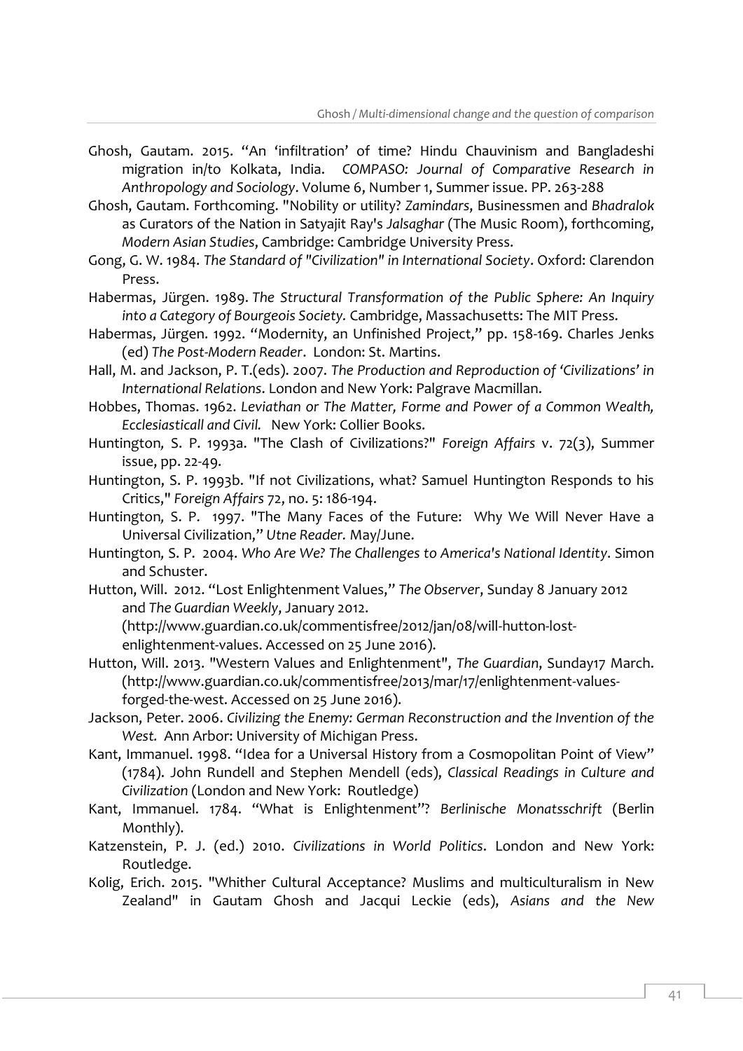Ghosh, Gautam. 2015. "An 'infiltration' of time? Hindu Chauvinism and Bangladeshi migration in/to Kolkata, India. *COMPASO: Journal of Comparative Research in Anthropology and Sociology*. Volume 6, Number 1, Summer issue. PP. 263-288

Ghosh, Gautam. Forthcoming. "Nobility or utility? *Zamindars*, Businessmen and *Bhadralok* as Curators of the Nation in Satyajit Ray's *Jalsaghar* (The Music Room), forthcoming, *Modern Asian Studies*, Cambridge: Cambridge University Press.

Gong, G. W. 1984. *The Standard of "Civilization" in International Society*. Oxford: Clarendon Press.

Habermas, Jürgen. 1989. *The Structural Transformation of the Public Sphere: An Inquiry into a Category of Bourgeois Society.* Cambridge, Massachusetts: The MIT Press.

Habermas, Jürgen. 1992. "Modernity, an Unfinished Project," pp. 158-169. Charles Jenks (ed) *The Post-Modern Reader*. London: St. Martins.

Hall, M. and Jackson, P. T.(eds). 2007. *The Production and Reproduction of 'Civilizations' in International Relations*. London and New York: Palgrave Macmillan.

Hobbes, Thomas. 1962. *Leviathan or The Matter, Forme and Power of a Common Wealth, Ecclesiasticall and Civil.* New York: Collier Books.

Huntington, S. P. 1993a. "The Clash of Civilizations?" *Foreign Affairs* v. 72(3), Summer issue, pp. 22-49.

Huntington, S. P. 1993b. "If not Civilizations, what? Samuel Huntington Responds to his Critics," *Foreign Affairs* 72, no. 5: 186-194.

Huntington, S. P. 1997. "The Many Faces of the Future: Why We Will Never Have a Universal Civilization," *Utne Reader.* May/June.

Huntington, S. P. 2004. *Who Are We? The Challenges to America's National Identity*. Simon and Schuster.

Hutton, Will. 2012. "Lost Enlightenment Values," *The Observer*, Sunday 8 January 2012 and *The Guardian Weekly*, January 2012. (http://www.guardian.co.uk/commentisfree/2012/jan/08/will-hutton-lost-enlightenment-values. Accessed on 25 June 2016).

Hutton, Will. 2013. "Western Values and Enlightenment", *The Guardian*, Sunday17 March. (http://www.guardian.co.uk/commentisfree/2013/mar/17/enlightenment-values-forged-the-west. Accessed on 25 June 2016).

Jackson, Peter. 2006. *Civilizing the Enemy: German Reconstruction and the Invention of the West.* Ann Arbor: University of Michigan Press.

Kant, Immanuel. 1998. "Idea for a Universal History from a Cosmopolitan Point of View" (1784). John Rundell and Stephen Mendell (eds), *Classical Readings in Culture and Civilization* (London and New York: Routledge)

Kant, Immanuel. 1784. "What is Enlightenment"? *Berlinische Monatsschrift* (Berlin Monthly).

Katzenstein, P. J. (ed.) 2010. *Civilizations in World Politics*. London and New York: Routledge.

Kolig, Erich. 2015. "Whither Cultural Acceptance? Muslims and multiculturalism in New Zealand" in Gautam Ghosh and Jacqui Leckie (eds), *Asians and the New*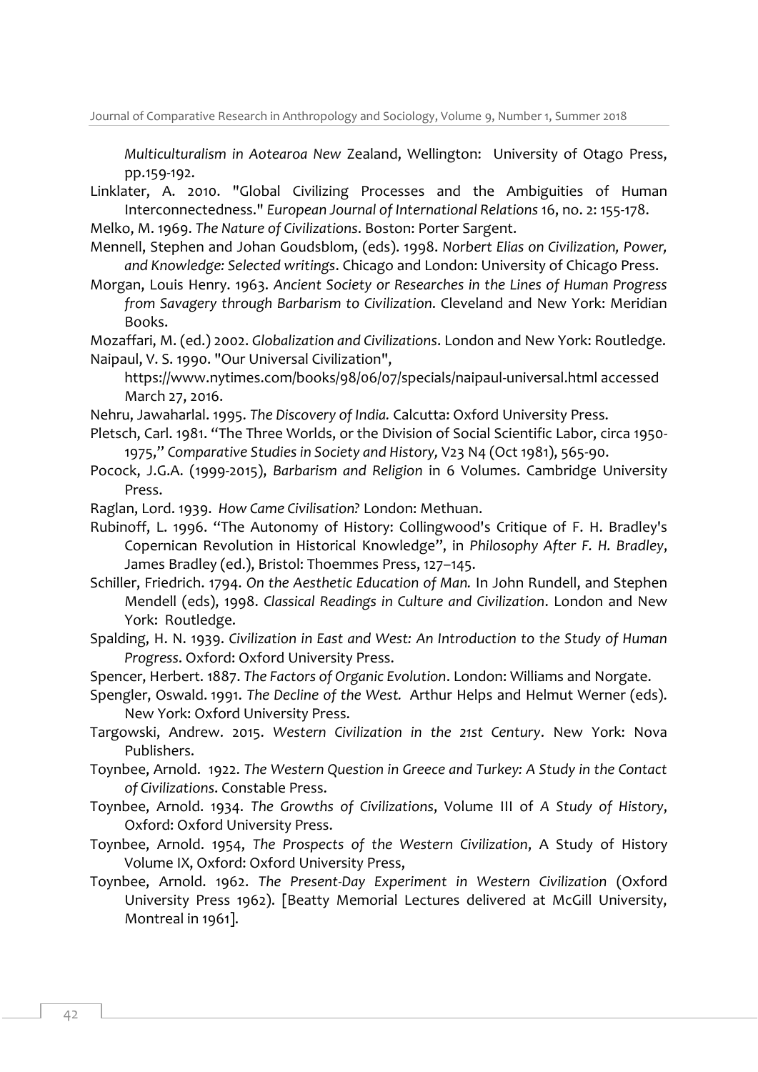*Multiculturalism in Aotearoa New* Zealand, Wellington: University of Otago Press, pp.159-192.

Linklater, A. 2010. "Global Civilizing Processes and the Ambiguities of Human Interconnectedness." *European Journal of International Relations* 16, no. 2: 155-178.

Melko, M. 1969. *The Nature of Civilizations*. Boston: Porter Sargent.

Mennell, Stephen and Johan Goudsblom, (eds). 1998. *Norbert Elias on Civilization, Power, and Knowledge: Selected writings*. Chicago and London: University of Chicago Press.

Morgan, Louis Henry. 1963. *Ancient Society or Researches in the Lines of Human Progress from Savagery through Barbarism to Civilization*. Cleveland and New York: Meridian Books.

Mozaffari, M. (ed.) 2002. *Globalization and Civilizations*. London and New York: Routledge.

Naipaul, V. S. 1990. "Our Universal Civilization", https://www.nytimes.com/books/98/06/07/specials/naipaul-universal.html accessed March 27, 2016.

Nehru, Jawaharlal. 1995. *The Discovery of India.* Calcutta: Oxford University Press.

Pletsch, Carl. 1981. "The Three Worlds, or the Division of Social Scientific Labor, circa 1950-1975," *Comparative Studies in Society and History,* V23 N4 (Oct 1981), 565-90.

Pocock, J.G.A. (1999-2015), *Barbarism and Religion* in 6 Volumes. Cambridge University Press.

Raglan, Lord. 1939. *How Came Civilisation?* London: Methuan.

Rubinoff, L. 1996. "The Autonomy of History: Collingwood's Critique of F. H. Bradley's Copernican Revolution in Historical Knowledge", in *Philosophy After F. H. Bradley*, James Bradley (ed.), Bristol: Thoemmes Press, 127–145.

Schiller, Friedrich. 1794. *On the Aesthetic Education of Man.* In John Rundell, and Stephen Mendell (eds), 1998. *Classical Readings in Culture and Civilization*. London and New York: Routledge.

Spalding, H. N. 1939. *Civilization in East and West: An Introduction to the Study of Human Progress*. Oxford: Oxford University Press.

Spencer, Herbert. 1887. *The Factors of Organic Evolution*. London: Williams and Norgate.

Spengler, Oswald. 1991. *The Decline of the West.* Arthur Helps and Helmut Werner (eds). New York: Oxford University Press.

Targowski, Andrew. 2015. *Western Civilization in the 21st Century*. New York: Nova Publishers.

Toynbee, Arnold. 1922. *The Western Question in Greece and Turkey: A Study in the Contact of Civilizations*. Constable Press.

Toynbee, Arnold. 1934. *The Growths of Civilizations*, Volume III of *A Study of History*, Oxford: Oxford University Press.

Toynbee, Arnold. 1954, *The Prospects of the Western Civilization*, A Study of History Volume IX, Oxford: Oxford University Press,

Toynbee, Arnold. 1962. *The Present-Day Experiment in Western Civilization* (Oxford University Press 1962). [Beatty Memorial Lectures delivered at McGill University, Montreal in 1961].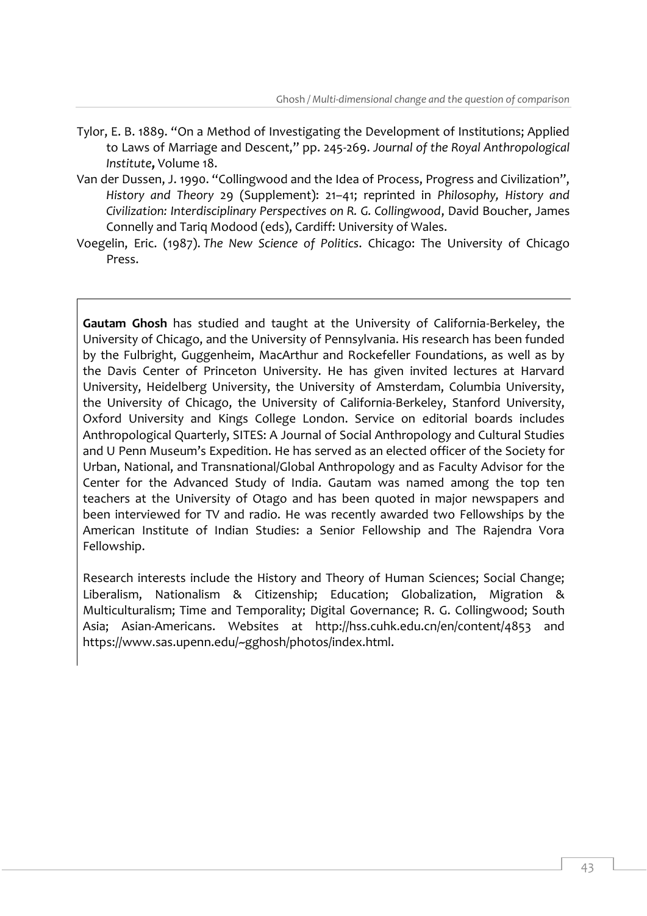Tylor, E. B. 1889. "On a Method of Investigating the Development of Institutions; Applied to Laws of Marriage and Descent," pp. 245-269. *Journal of the Royal Anthropological Institute***,** Volume 18.

Van der Dussen, J. 1990. "Collingwood and the Idea of Process, Progress and Civilization", *History and Theory* 29 (Supplement): 21–41; reprinted in *Philosophy, History and Civilization: Interdisciplinary Perspectives on R. G. Collingwood*, David Boucher, James Connelly and Tariq Modood (eds), Cardiff: University of Wales.

Voegelin, Eric. (1987). *The New Science of Politics*. Chicago: The University of Chicago Press.

---

**Gautam Ghosh** has studied and taught at the University of California-Berkeley, the University of Chicago, and the University of Pennsylvania. His research has been funded by the Fulbright, Guggenheim, MacArthur and Rockefeller Foundations, as well as by the Davis Center of Princeton University. He has given invited lectures at Harvard University, Heidelberg University, the University of Amsterdam, Columbia University, the University of Chicago, the University of California-Berkeley, Stanford University, Oxford University and Kings College London. Service on editorial boards includes Anthropological Quarterly, SITES: A Journal of Social Anthropology and Cultural Studies and U Penn Museum's Expedition. He has served as an elected officer of the Society for Urban, National, and Transnational/Global Anthropology and as Faculty Advisor for the Center for the Advanced Study of India. Gautam was named among the top ten teachers at the University of Otago and has been quoted in major newspapers and been interviewed for TV and radio. He was recently awarded two Fellowships by the American Institute of Indian Studies: a Senior Fellowship and The Rajendra Vora Fellowship.

Research interests include the History and Theory of Human Sciences; Social Change; Liberalism, Nationalism & Citizenship; Education; Globalization, Migration & Multiculturalism; Time and Temporality; Digital Governance; R. G. Collingwood; South Asia; Asian-Americans. Websites at http://hss.cuhk.edu.cn/en/content/4853 and https://www.sas.upenn.edu/~gghosh/photos/index.html.